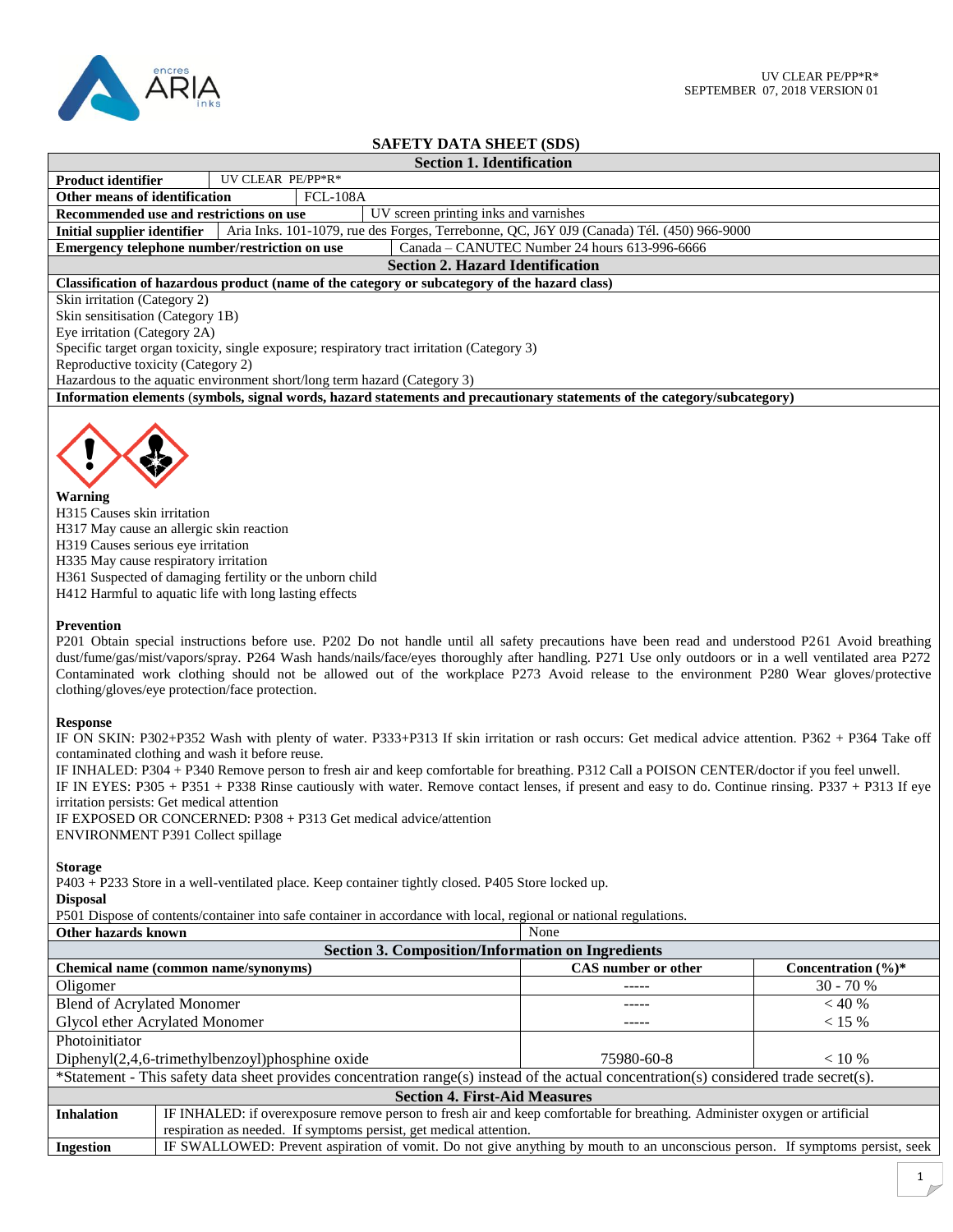# SAFETY DATA SHEET (SDS)

## Section 1. Identification

| | |
|---|---|
| **Product identifier** | UV CLEAR PE/PP*R* |
| **Other means of identification** | FCL-108A |
| **Recommended use and restrictions on use** | UV screen printing inks and varnishes |
| **Initial supplier identifier** | Aria Inks. 101-1079, rue des Forges, Terrebonne, QC, J6Y 0J9 (Canada) Tél. (450) 966-9000 |
| **Emergency telephone number/restriction on use** | Canada – CANUTEC Number 24 hours 613-996-6666 |

## Section 2. Hazard Identification

**Classification of hazardous product (name of the category or subcategory of the hazard class)**

Skin irritation (Category 2)
Skin sensitisation (Category 1B)
Eye irritation (Category 2A)
Specific target organ toxicity, single exposure; respiratory tract irritation (Category 3)
Reproductive toxicity (Category 2)
Hazardous to the aquatic environment short/long term hazard (Category 3)

**Information elements (symbols, signal words, hazard statements and precautionary statements of the category/subcategory)**

**Warning**
H315 Causes skin irritation
H317 May cause an allergic skin reaction
H319 Causes serious eye irritation
H335 May cause respiratory irritation
H361 Suspected of damaging fertility or the unborn child
H412 Harmful to aquatic life with long lasting effects

**Prevention**
P201 Obtain special instructions before use. P202 Do not handle until all safety precautions have been read and understood P261 Avoid breathing dust/fume/gas/mist/vapors/spray. P264 Wash hands/nails/face/eyes thoroughly after handling. P271 Use only outdoors or in a well ventilated area P272 Contaminated work clothing should not be allowed out of the workplace P273 Avoid release to the environment P280 Wear gloves/protective clothing/gloves/eye protection/face protection.

**Response**
IF ON SKIN: P302+P352 Wash with plenty of water. P333+P313 If skin irritation or rash occurs: Get medical advice attention. P362 + P364 Take off contaminated clothing and wash it before reuse.
IF INHALED: P304 + P340 Remove person to fresh air and keep comfortable for breathing. P312 Call a POISON CENTER/doctor if you feel unwell.
IF IN EYES: P305 + P351 + P338 Rinse cautiously with water. Remove contact lenses, if present and easy to do. Continue rinsing. P337 + P313 If eye irritation persists: Get medical attention
IF EXPOSED OR CONCERNED: P308 + P313 Get medical advice/attention
ENVIRONMENT P391 Collect spillage

**Storage**
P403 + P233 Store in a well-ventilated place. Keep container tightly closed. P405 Store locked up.
**Disposal**
P501 Dispose of contents/container into safe container in accordance with local, regional or national regulations.

| | |
|---|---|
| **Other hazards known** | None |

## Section 3. Composition/Information on Ingredients

| Chemical name (common name/synonyms) | CAS number or other | Concentration (%)* |
|---|---|---|
| Oligomer | ----- | 30 - 70 % |
| Blend of Acrylated Monomer | ----- | < 40 % |
| Glycol ether Acrylated Monomer | ----- | < 15 % |
| Photoinitiator<br>Diphenyl(2,4,6-trimethylbenzoyl)phosphine oxide | 75980-60-8 | < 10 % |

*Statement - This safety data sheet provides concentration range(s) instead of the actual concentration(s) considered trade secret(s).

## Section 4. First-Aid Measures

| | |
|---|---|
| **Inhalation** | IF INHALED: if overexposure remove person to fresh air and keep comfortable for breathing. Administer oxygen or artificial respiration as needed. If symptoms persist, get medical attention. |
| **Ingestion** | IF SWALLOWED: Prevent aspiration of vomit. Do not give anything by mouth to an unconscious person. If symptoms persist, seek |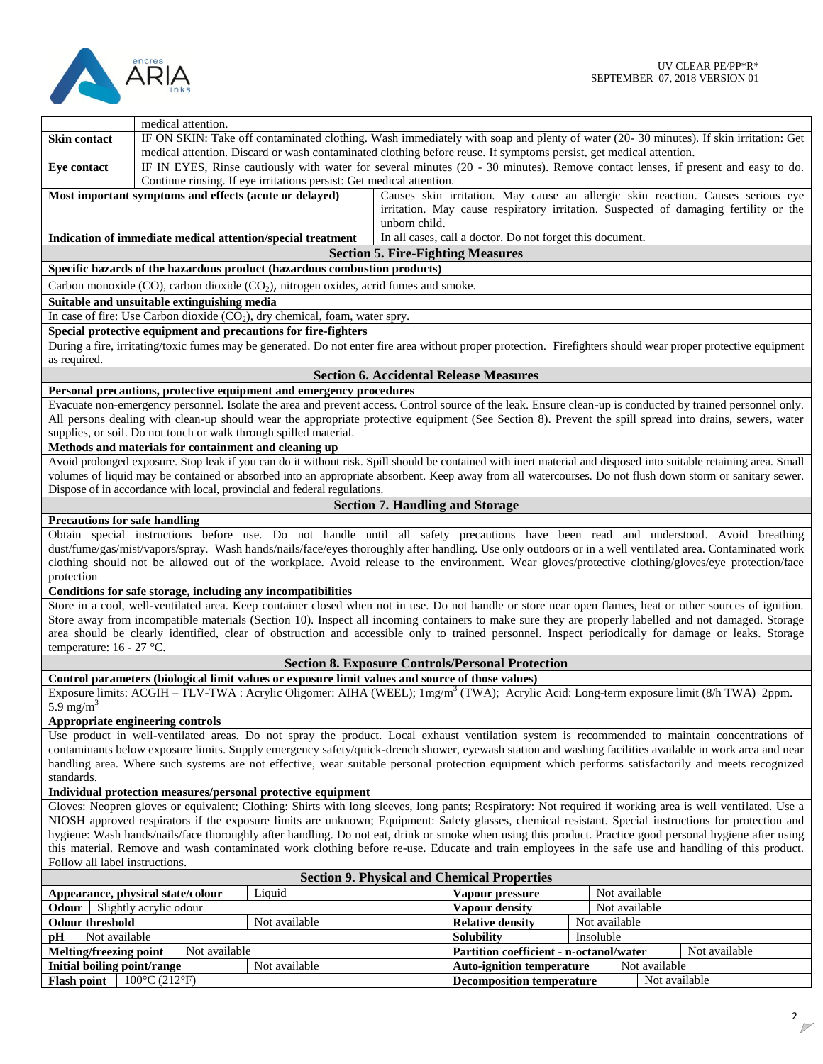| | |
|---|---|
| | medical attention. |
| **Skin contact** | IF ON SKIN: Take off contaminated clothing. Wash immediately with soap and plenty of water (20- 30 minutes). If skin irritation: Get medical attention. Discard or wash contaminated clothing before reuse. If symptoms persist, get medical attention. |
| **Eye contact** | IF IN EYES, Rinse cautiously with water for several minutes (20 - 30 minutes). Remove contact lenses, if present and easy to do. Continue rinsing. If eye irritations persist: Get medical attention. |
| **Most important symptoms and effects (acute or delayed)** | Causes skin irritation. May cause an allergic skin reaction. Causes serious eye irritation. May cause respiratory irritation. Suspected of damaging fertility or the unborn child. |
| **Indication of immediate medical attention/special treatment** | In all cases, call a doctor. Do not forget this document. |

## Section 5. Fire-Fighting Measures

**Specific hazards of the hazardous product (hazardous combustion products)**

Carbon monoxide (CO), carbon dioxide ($CO_2$), nitrogen oxides, acrid fumes and smoke.

**Suitable and unsuitable extinguishing media**

In case of fire: Use Carbon dioxide ($CO_2$), dry chemical, foam, water spry.

**Special protective equipment and precautions for fire-fighters**

During a fire, irritating/toxic fumes may be generated. Do not enter fire area without proper protection. Firefighters should wear proper protective equipment as required.

## Section 6. Accidental Release Measures

**Personal precautions, protective equipment and emergency procedures**

Evacuate non-emergency personnel. Isolate the area and prevent access. Control source of the leak. Ensure clean-up is conducted by trained personnel only. All persons dealing with clean-up should wear the appropriate protective equipment (See Section 8). Prevent the spill spread into drains, sewers, water supplies, or soil. Do not touch or walk through spilled material.

**Methods and materials for containment and cleaning up**

Avoid prolonged exposure. Stop leak if you can do it without risk. Spill should be contained with inert material and disposed into suitable retaining area. Small volumes of liquid may be contained or absorbed into an appropriate absorbent. Keep away from all watercourses. Do not flush down storm or sanitary sewer. Dispose of in accordance with local, provincial and federal regulations.

## Section 7. Handling and Storage

**Precautions for safe handling**

Obtain special instructions before use. Do not handle until all safety precautions have been read and understood. Avoid breathing dust/fume/gas/mist/vapors/spray. Wash hands/nails/face/eyes thoroughly after handling. Use only outdoors or in a well ventilated area. Contaminated work clothing should not be allowed out of the workplace. Avoid release to the environment. Wear gloves/protective clothing/gloves/eye protection/face protection

**Conditions for safe storage, including any incompatibilities**

Store in a cool, well-ventilated area. Keep container closed when not in use. Do not handle or store near open flames, heat or other sources of ignition. Store away from incompatible materials (Section 10). Inspect all incoming containers to make sure they are properly labelled and not damaged. Storage area should be clearly identified, clear of obstruction and accessible only to trained personnel. Inspect periodically for damage or leaks. Storage temperature: 16 - 27 °C.

## Section 8. Exposure Controls/Personal Protection

**Control parameters (biological limit values or exposure limit values and source of those values)**

Exposure limits: ACGIH – TLV-TWA : Acrylic Oligomer: AIHA (WEEL); 1mg/m$^3$ (TWA); Acrylic Acid: Long-term exposure limit (8/h TWA) 2ppm. 5.9 mg/m$^3$

**Appropriate engineering controls**

Use product in well-ventilated areas. Do not spray the product. Local exhaust ventilation system is recommended to maintain concentrations of contaminants below exposure limits. Supply emergency safety/quick-drench shower, eyewash station and washing facilities available in work area and near handling area. Where such systems are not effective, wear suitable personal protection equipment which performs satisfactorily and meets recognized standards.

**Individual protection measures/personal protective equipment**

Gloves: Neopren gloves or equivalent; Clothing: Shirts with long sleeves, long pants; Respiratory: Not required if working area is well ventilated. Use a NIOSH approved respirators if the exposure limits are unknown; Equipment: Safety glasses, chemical resistant. Special instructions for protection and hygiene: Wash hands/nails/face thoroughly after handling. Do not eat, drink or smoke when using this product. Practice good personal hygiene after using this material. Remove and wash contaminated work clothing before re-use. Educate and train employees in the safe use and handling of this product. Follow all label instructions.

## Section 9. Physical and Chemical Properties

| Property | Value | Property | Value |
|---|---|---|---|
| **Appearance, physical state/colour** | Liquid | **Vapour pressure** | Not available |
| **Odour** | Slightly acrylic odour | **Vapour density** | Not available |
| **Odour threshold** | Not available | **Relative density** | Not available |
| **pH** | Not available | **Solubility** | Insoluble |
| **Melting/freezing point** | Not available | **Partition coefficient - n-octanol/water** | Not available |
| **Initial boiling point/range** | Not available | **Auto-ignition temperature** | Not available |
| **Flash point** | 100°C (212°F) | **Decomposition temperature** | Not available |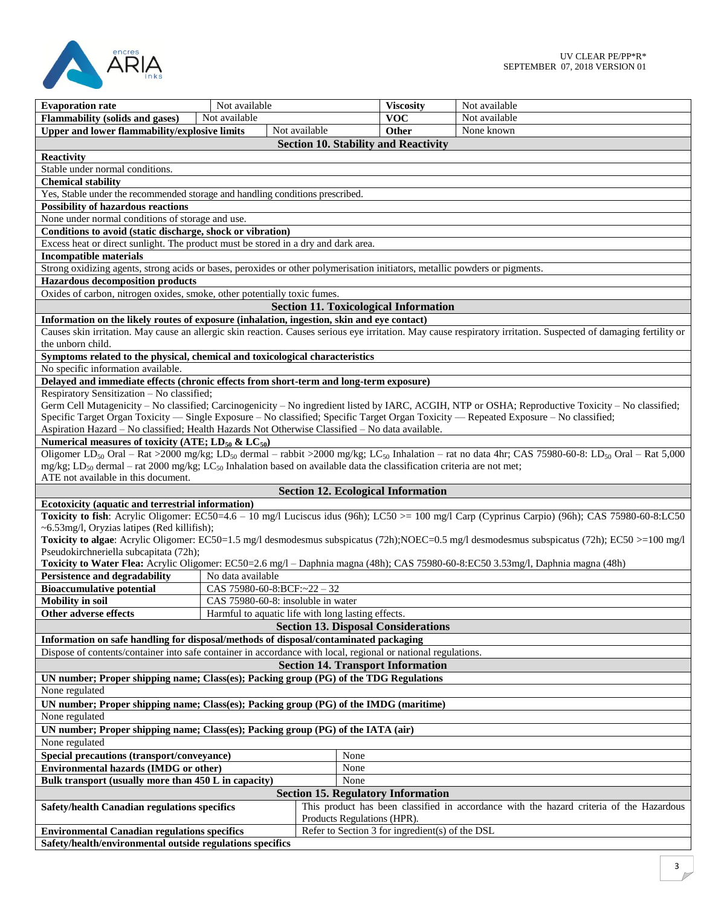| Evaporation rate | Not available | Viscosity | Not available |
|---|---|---|---|
| Flammability (solids and gases) | Not available | VOC | Not available |
| Upper and lower flammability/explosive limits | Not available | Other | None known |

## Section 10. Stability and Reactivity

**Reactivity**

Stable under normal conditions.

**Chemical stability**

Yes, Stable under the recommended storage and handling conditions prescribed.

**Possibility of hazardous reactions**

None under normal conditions of storage and use.

**Conditions to avoid (static discharge, shock or vibration)**

Excess heat or direct sunlight. The product must be stored in a dry and dark area.

**Incompatible materials**

Strong oxidizing agents, strong acids or bases, peroxides or other polymerisation initiators, metallic powders or pigments.

**Hazardous decomposition products**

Oxides of carbon, nitrogen oxides, smoke, other potentially toxic fumes.

## Section 11. Toxicological Information

**Information on the likely routes of exposure (inhalation, ingestion, skin and eye contact)**

Causes skin irritation. May cause an allergic skin reaction. Causes serious eye irritation. May cause respiratory irritation. Suspected of damaging fertility or the unborn child.

**Symptoms related to the physical, chemical and toxicological characteristics**

No specific information available.

**Delayed and immediate effects (chronic effects from short-term and long-term exposure)**

Respiratory Sensitization – No classified;
Germ Cell Mutagenicity – No classified; Carcinogenicity – No ingredient listed by IARC, ACGIH, NTP or OSHA; Reproductive Toxicity – No classified; Specific Target Organ Toxicity — Single Exposure – No classified; Specific Target Organ Toxicity — Repeated Exposure – No classified; Aspiration Hazard – No classified; Health Hazards Not Otherwise Classified – No data available.

**Numerical measures of toxicity (ATE; $LD_{50}$ & $LC_{50}$)**

Oligomer $LD_{50}$ Oral – Rat >2000 mg/kg; $LD_{50}$ dermal – rabbit >2000 mg/kg; $LC_{50}$ Inhalation – rat no data 4hr; CAS 75980-60-8: $LD_{50}$ Oral – Rat 5,000 mg/kg; $LD_{50}$ dermal – rat 2000 mg/kg; $LC_{50}$ Inhalation based on available data the classification criteria are not met;
ATE not available in this document.

## Section 12. Ecological Information

**Ecotoxicity (aquatic and terrestrial information)**

**Toxicity to fish**: Acrylic Oligomer: EC50=4.6 – 10 mg/l Luciscus idus (96h); LC50 >= 100 mg/l Carp (Cyprinus Carpio) (96h); CAS 75980-60-8:LC50 ~6.53mg/l, Oryzias latipes (Red killifish);
**Toxicity to algae**: Acrylic Oligomer: EC50=1.5 mg/l desmodesmus subspicatus (72h);NOEC=0.5 mg/l desmodesmus subspicatus (72h); EC50 >=100 mg/l Pseudokirchneriella subcapitata (72h);
**Toxicity to Water Flea:** Acrylic Oligomer: EC50=2.6 mg/l – Daphnia magna (48h); CAS 75980-60-8:EC50 3.53mg/l, Daphnia magna (48h)

| Persistence and degradability | No data available |
|---|---|
| Bioaccumulative potential | CAS 75980-60-8:BCF:~22 – 32 |
| Mobility in soil | CAS 75980-60-8: insoluble in water |
| Other adverse effects | Harmful to aquatic life with long lasting effects. |

## Section 13. Disposal Considerations

**Information on safe handling for disposal/methods of disposal/contaminated packaging**

Dispose of contents/container into safe container in accordance with local, regional or national regulations.

## Section 14. Transport Information

**UN number; Proper shipping name; Class(es); Packing group (PG) of the TDG Regulations**

None regulated

**UN number; Proper shipping name; Class(es); Packing group (PG) of the IMDG (maritime)**

None regulated

**UN number; Proper shipping name; Class(es); Packing group (PG) of the IATA (air)**

None regulated

| Special precautions (transport/conveyance) | None |
|---|---|
| Environmental hazards (IMDG or other) | None |
| Bulk transport (usually more than 450 L in capacity) | None |

## Section 15. Regulatory Information

| Safety/health Canadian regulations specifics | This product has been classified in accordance with the hazard criteria of the Hazardous Products Regulations (HPR). |
|---|---|
| Environmental Canadian regulations specifics | Refer to Section 3 for ingredient(s) of the DSL |

**Safety/health/environmental outside regulations specifics**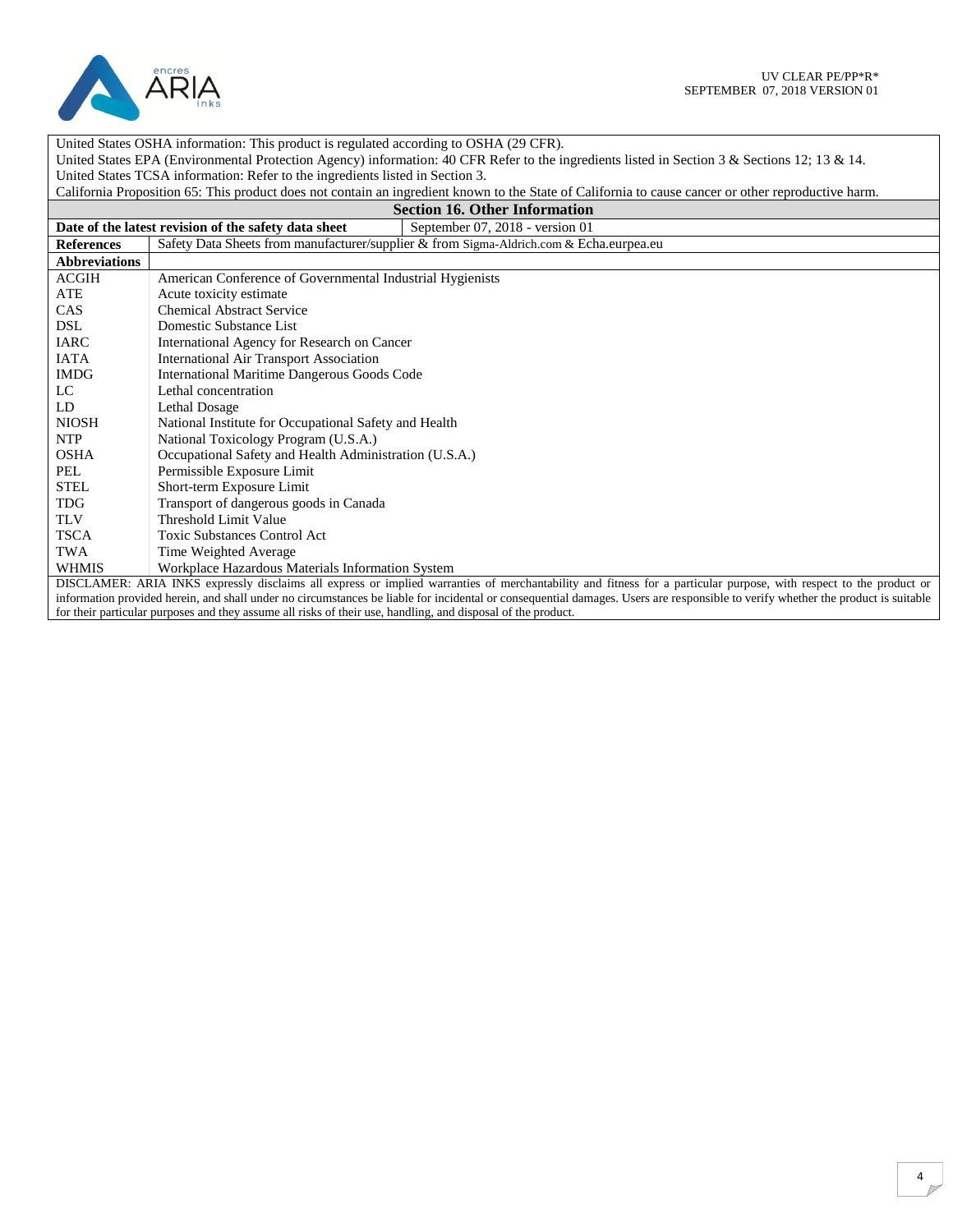United States OSHA information: This product is regulated according to OSHA (29 CFR).
United States EPA (Environmental Protection Agency) information: 40 CFR Refer to the ingredients listed in Section 3 & Sections 12; 13 & 14.
United States TCSA information: Refer to the ingredients listed in Section 3.
California Proposition 65: This product does not contain an ingredient known to the State of California to cause cancer or other reproductive harm.

## Section 16. Other Information

| | |
|---|---|
| **Date of the latest revision of the safety data sheet** | September 07, 2018 - version 01 |
| **References** | Safety Data Sheets from manufacturer/supplier & from Sigma-Aldrich.com & Echa.eurpea.eu |

| **Abbreviations** | |
|---|---|
| ACGIH | American Conference of Governmental Industrial Hygienists |
| ATE | Acute toxicity estimate |
| CAS | Chemical Abstract Service |
| DSL | Domestic Substance List |
| IARC | International Agency for Research on Cancer |
| IATA | International Air Transport Association |
| IMDG | International Maritime Dangerous Goods Code |
| LC | Lethal concentration |
| LD | Lethal Dosage |
| NIOSH | National Institute for Occupational Safety and Health |
| NTP | National Toxicology Program (U.S.A.) |
| OSHA | Occupational Safety and Health Administration (U.S.A.) |
| PEL | Permissible Exposure Limit |
| STEL | Short-term Exposure Limit |
| TDG | Transport of dangerous goods in Canada |
| TLV | Threshold Limit Value |
| TSCA | Toxic Substances Control Act |
| TWA | Time Weighted Average |
| WHMIS | Workplace Hazardous Materials Information System |

DISCLAMER: ARIA INKS expressly disclaims all express or implied warranties of merchantability and fitness for a particular purpose, with respect to the product or information provided herein, and shall under no circumstances be liable for incidental or consequential damages. Users are responsible to verify whether the product is suitable for their particular purposes and they assume all risks of their use, handling, and disposal of the product.